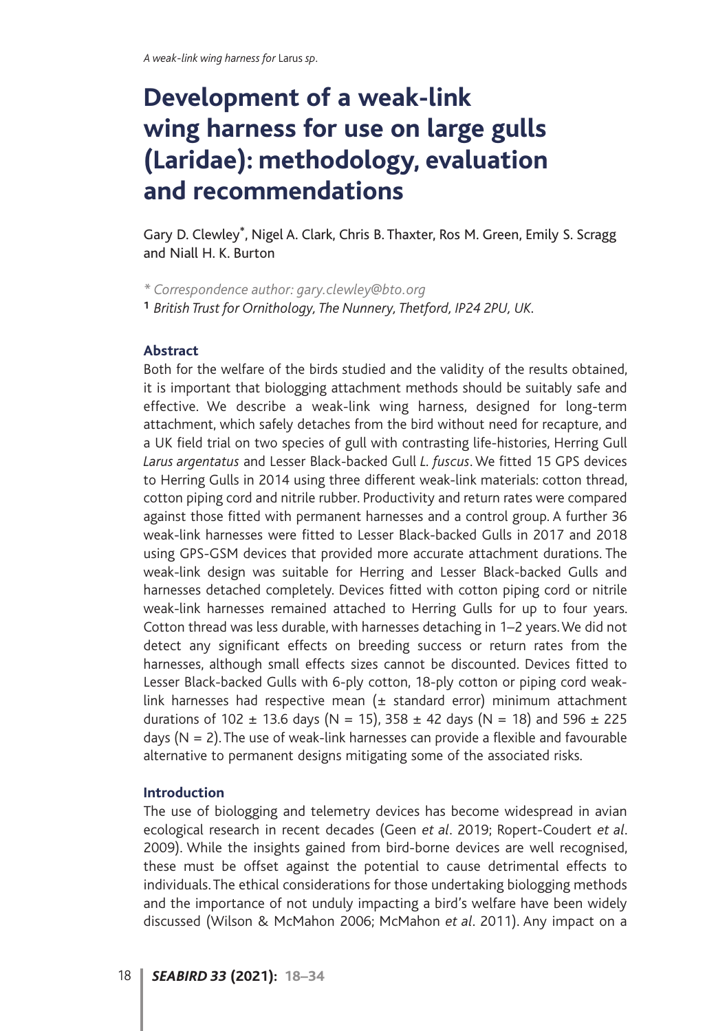# Development of a weak-link wing harness for use on large gulls (Laridae): methodology, evaluation and recommendations

Gary D. Clewley*, Nigel A. Clark, Chris B. Thaxter, Ros M. Green, Emily S. Scragg and Niall H. K. Burton

*\* Correspondence author: gary.clewley@bto.org*

[1] *British Trust for Ornithology, The Nunnery, Thetford, IP24 2PU, UK.*

### Abstract

Both for the welfare of the birds studied and the validity of the results obtained, it is important that biologging attachment methods should be suitably safe and effective. We describe a weak-link wing harness, designed for long-term attachment, which safely detaches from the bird without need for recapture, and a UK field trial on two species of gull with contrasting life-histories, Herring Gull *Larus argentatus* and Lesser Black-backed Gull *L. fuscus*. We fitted 15 GPS devices to Herring Gulls in 2014 using three different weak-link materials: cotton thread, cotton piping cord and nitrile rubber. Productivity and return rates were compared against those fitted with permanent harnesses and a control group. A further 36 weak-link harnesses were fitted to Lesser Black-backed Gulls in 2017 and 2018 using GPS-GSM devices that provided more accurate attachment durations. The weak-link design was suitable for Herring and Lesser Black-backed Gulls and harnesses detached completely. Devices fitted with cotton piping cord or nitrile weak-link harnesses remained attached to Herring Gulls for up to four years. Cotton thread was less durable, with harnesses detaching in 1–2 years. We did not detect any significant effects on breeding success or return rates from the harnesses, although small effects sizes cannot be discounted. Devices fitted to Lesser Black-backed Gulls with 6-ply cotton, 18-ply cotton or piping cord weak-link harnesses had respective mean (± standard error) minimum attachment durations of 102 ± 13.6 days (N = 15), 358 ± 42 days (N = 18) and 596 ± 225 days (N = 2). The use of weak-link harnesses can provide a flexible and favourable alternative to permanent designs mitigating some of the associated risks.

### Introduction

The use of biologging and telemetry devices has become widespread in avian ecological research in recent decades (Geen *et al*. 2019; Ropert-Coudert *et al*. 2009). While the insights gained from bird-borne devices are well recognised, these must be offset against the potential to cause detrimental effects to individuals. The ethical considerations for those undertaking biologging methods and the importance of not unduly impacting a bird's welfare have been widely discussed (Wilson & McMahon 2006; McMahon *et al*. 2011). Any impact on a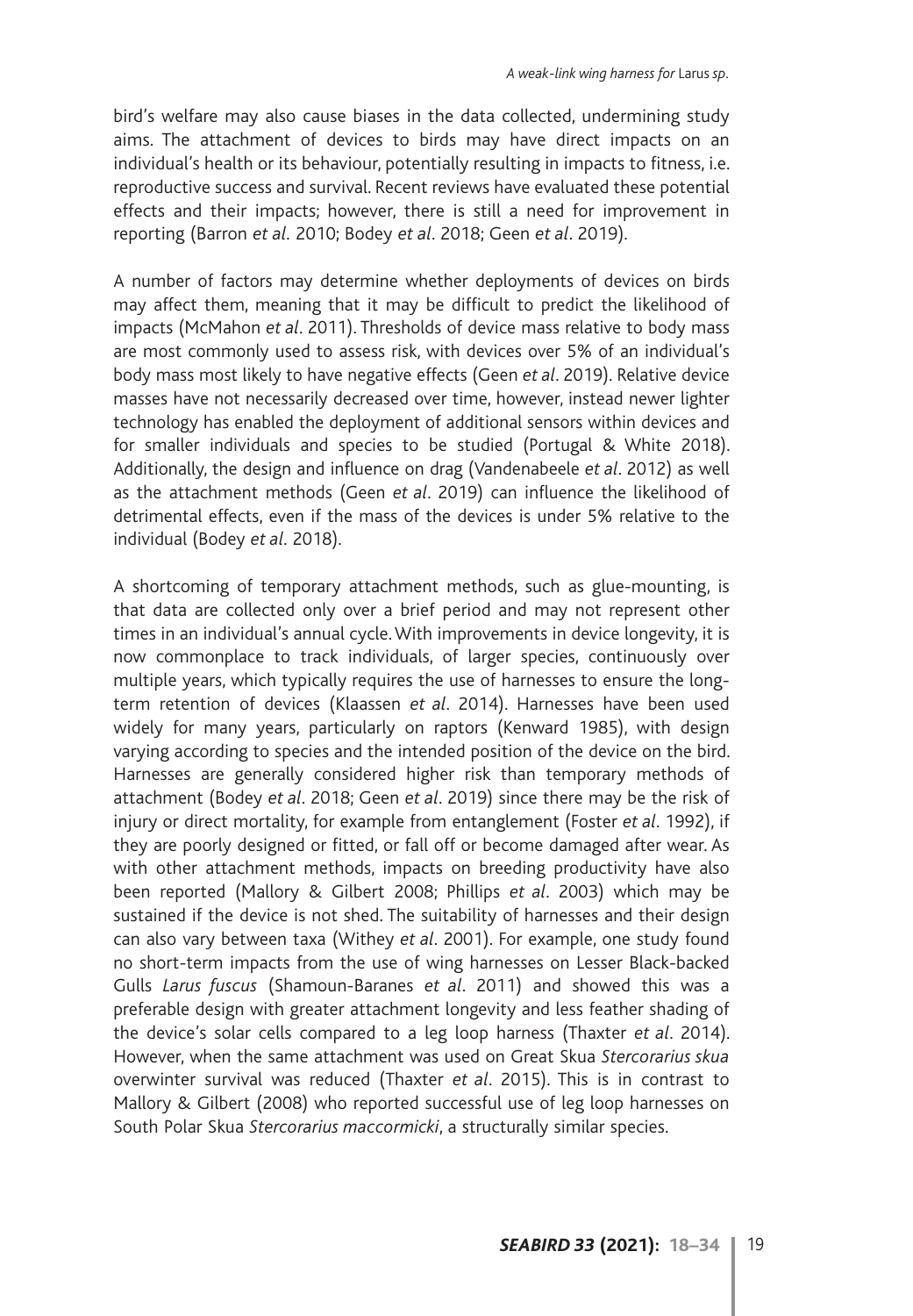bird's welfare may also cause biases in the data collected, undermining study aims. The attachment of devices to birds may have direct impacts on an individual's health or its behaviour, potentially resulting in impacts to fitness, i.e. reproductive success and survival. Recent reviews have evaluated these potential effects and their impacts; however, there is still a need for improvement in reporting (Barron *et al*. 2010; Bodey *et al*. 2018; Geen *et al*. 2019).

A number of factors may determine whether deployments of devices on birds may affect them, meaning that it may be difficult to predict the likelihood of impacts (McMahon *et al*. 2011). Thresholds of device mass relative to body mass are most commonly used to assess risk, with devices over 5% of an individual's body mass most likely to have negative effects (Geen *et al*. 2019). Relative device masses have not necessarily decreased over time, however, instead newer lighter technology has enabled the deployment of additional sensors within devices and for smaller individuals and species to be studied (Portugal & White 2018). Additionally, the design and influence on drag (Vandenabeele *et al*. 2012) as well as the attachment methods (Geen *et al*. 2019) can influence the likelihood of detrimental effects, even if the mass of the devices is under 5% relative to the individual (Bodey *et al*. 2018).

A shortcoming of temporary attachment methods, such as glue-mounting, is that data are collected only over a brief period and may not represent other times in an individual's annual cycle. With improvements in device longevity, it is now commonplace to track individuals, of larger species, continuously over multiple years, which typically requires the use of harnesses to ensure the long-term retention of devices (Klaassen *et al*. 2014). Harnesses have been used widely for many years, particularly on raptors (Kenward 1985), with design varying according to species and the intended position of the device on the bird. Harnesses are generally considered higher risk than temporary methods of attachment (Bodey *et al*. 2018; Geen *et al*. 2019) since there may be the risk of injury or direct mortality, for example from entanglement (Foster *et al*. 1992), if they are poorly designed or fitted, or fall off or become damaged after wear. As with other attachment methods, impacts on breeding productivity have also been reported (Mallory & Gilbert 2008; Phillips *et al*. 2003) which may be sustained if the device is not shed. The suitability of harnesses and their design can also vary between taxa (Withey *et al*. 2001). For example, one study found no short-term impacts from the use of wing harnesses on Lesser Black-backed Gulls *Larus fuscus* (Shamoun-Baranes *et al*. 2011) and showed this was a preferable design with greater attachment longevity and less feather shading of the device's solar cells compared to a leg loop harness (Thaxter *et al*. 2014). However, when the same attachment was used on Great Skua *Stercorarius skua* overwinter survival was reduced (Thaxter *et al*. 2015). This is in contrast to Mallory & Gilbert (2008) who reported successful use of leg loop harnesses on South Polar Skua *Stercorarius maccormicki*, a structurally similar species.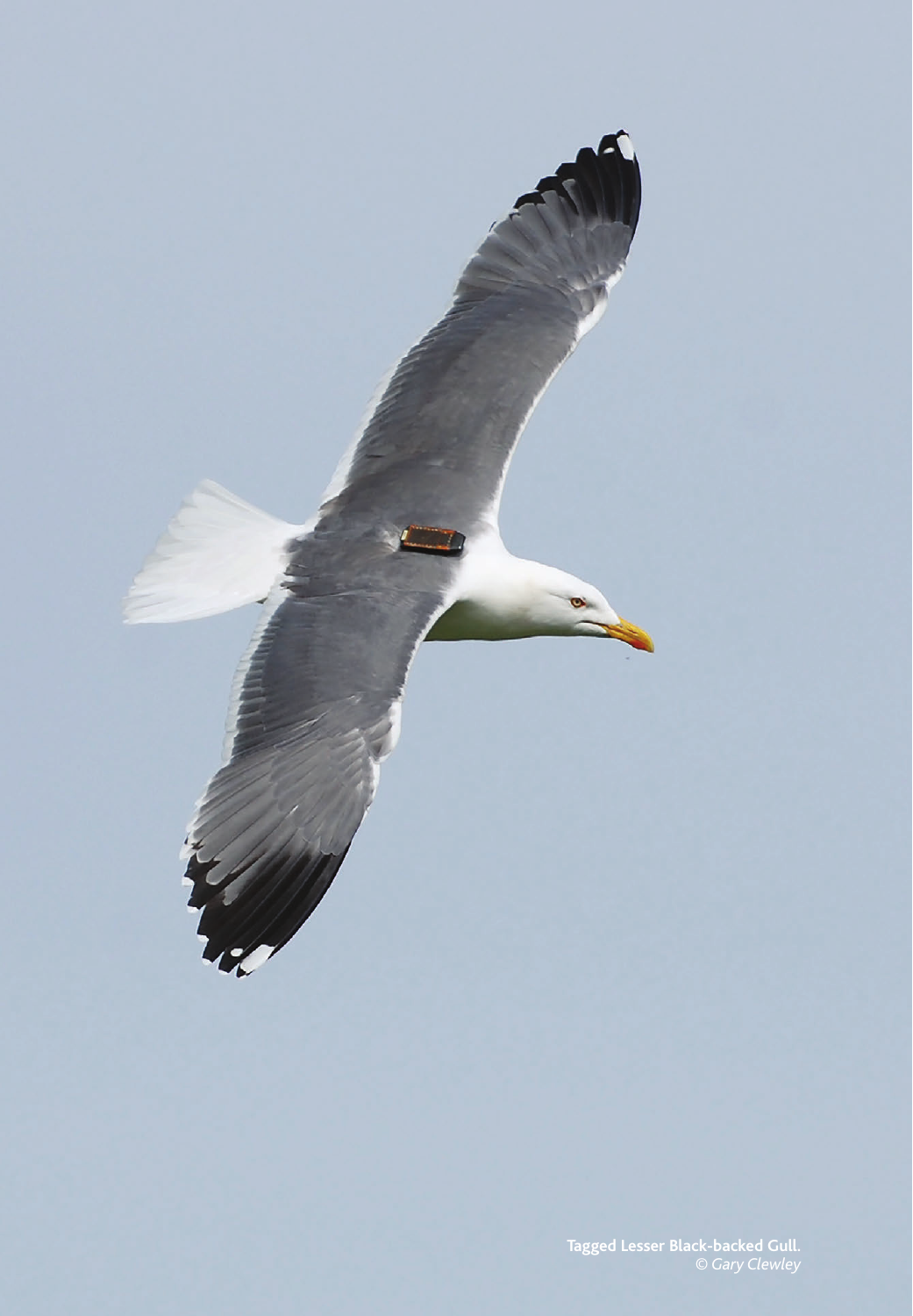**Tagged Lesser Black-backed Gull.**
*© Gary Clewley*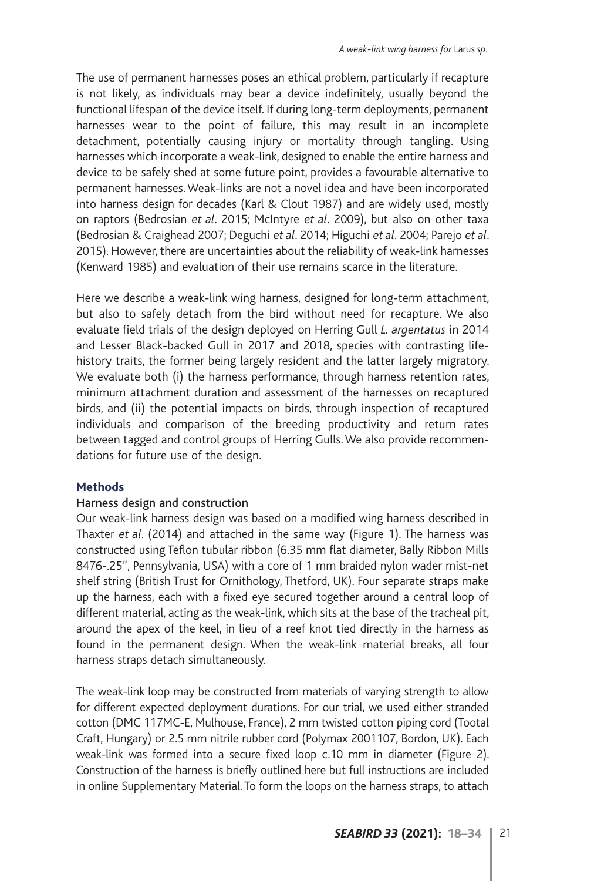The use of permanent harnesses poses an ethical problem, particularly if recapture is not likely, as individuals may bear a device indefinitely, usually beyond the functional lifespan of the device itself. If during long-term deployments, permanent harnesses wear to the point of failure, this may result in an incomplete detachment, potentially causing injury or mortality through tangling. Using harnesses which incorporate a weak-link, designed to enable the entire harness and device to be safely shed at some future point, provides a favourable alternative to permanent harnesses. Weak-links are not a novel idea and have been incorporated into harness design for decades (Karl & Clout 1987) and are widely used, mostly on raptors (Bedrosian *et al*. 2015; McIntyre *et al*. 2009), but also on other taxa (Bedrosian & Craighead 2007; Deguchi *et al*. 2014; Higuchi *et al*. 2004; Parejo *et al*. 2015). However, there are uncertainties about the reliability of weak-link harnesses (Kenward 1985) and evaluation of their use remains scarce in the literature.

Here we describe a weak-link wing harness, designed for long-term attachment, but also to safely detach from the bird without need for recapture. We also evaluate field trials of the design deployed on Herring Gull *L. argentatus* in 2014 and Lesser Black-backed Gull in 2017 and 2018, species with contrasting life-history traits, the former being largely resident and the latter largely migratory. We evaluate both (i) the harness performance, through harness retention rates, minimum attachment duration and assessment of the harnesses on recaptured birds, and (ii) the potential impacts on birds, through inspection of recaptured individuals and comparison of the breeding productivity and return rates between tagged and control groups of Herring Gulls. We also provide recommendations for future use of the design.

## Methods

### Harness design and construction

Our weak-link harness design was based on a modified wing harness described in Thaxter *et al*. (2014) and attached in the same way (Figure 1). The harness was constructed using Teflon tubular ribbon (6.35 mm flat diameter, Bally Ribbon Mills 8476-.25", Pennsylvania, USA) with a core of 1 mm braided nylon wader mist-net shelf string (British Trust for Ornithology, Thetford, UK). Four separate straps make up the harness, each with a fixed eye secured together around a central loop of different material, acting as the weak-link, which sits at the base of the tracheal pit, around the apex of the keel, in lieu of a reef knot tied directly in the harness as found in the permanent design. When the weak-link material breaks, all four harness straps detach simultaneously.

The weak-link loop may be constructed from materials of varying strength to allow for different expected deployment durations. For our trial, we used either stranded cotton (DMC 117MC-E, Mulhouse, France), 2 mm twisted cotton piping cord (Tootal Craft, Hungary) or 2.5 mm nitrile rubber cord (Polymax 2001107, Bordon, UK). Each weak-link was formed into a secure fixed loop c.10 mm in diameter (Figure 2). Construction of the harness is briefly outlined here but full instructions are included in online Supplementary Material. To form the loops on the harness straps, to attach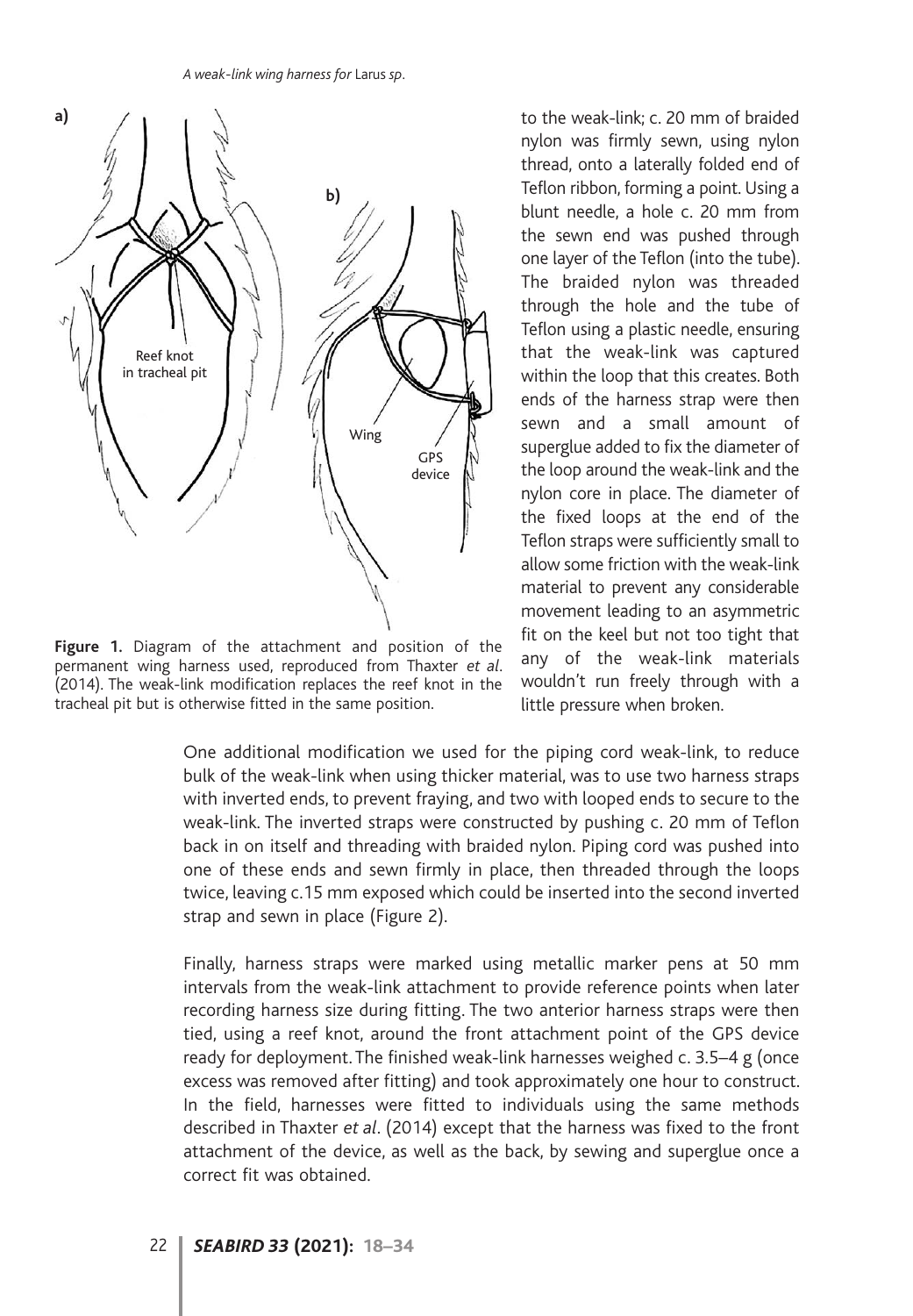Figure 1. Diagram of the attachment and position of the permanent wing harness used, reproduced from Thaxter *et al*. (2014). The weak-link modification replaces the reef knot in the tracheal pit but is otherwise fitted in the same position.

to the weak-link; c. 20 mm of braided nylon was firmly sewn, using nylon thread, onto a laterally folded end of Teflon ribbon, forming a point. Using a blunt needle, a hole c. 20 mm from the sewn end was pushed through one layer of the Teflon (into the tube). The braided nylon was threaded through the hole and the tube of Teflon using a plastic needle, ensuring that the weak-link was captured within the loop that this creates. Both ends of the harness strap were then sewn and a small amount of superglue added to fix the diameter of the loop around the weak-link and the nylon core in place. The diameter of the fixed loops at the end of the Teflon straps were sufficiently small to allow some friction with the weak-link material to prevent any considerable movement leading to an asymmetric fit on the keel but not too tight that any of the weak-link materials wouldn't run freely through with a little pressure when broken.

One additional modification we used for the piping cord weak-link, to reduce bulk of the weak-link when using thicker material, was to use two harness straps with inverted ends, to prevent fraying, and two with looped ends to secure to the weak-link. The inverted straps were constructed by pushing c. 20 mm of Teflon back in on itself and threading with braided nylon. Piping cord was pushed into one of these ends and sewn firmly in place, then threaded through the loops twice, leaving c.15 mm exposed which could be inserted into the second inverted strap and sewn in place (Figure 2).

Finally, harness straps were marked using metallic marker pens at 50 mm intervals from the weak-link attachment to provide reference points when later recording harness size during fitting. The two anterior harness straps were then tied, using a reef knot, around the front attachment point of the GPS device ready for deployment. The finished weak-link harnesses weighed c. 3.5–4 g (once excess was removed after fitting) and took approximately one hour to construct. In the field, harnesses were fitted to individuals using the same methods described in Thaxter *et al*. (2014) except that the harness was fixed to the front attachment of the device, as well as the back, by sewing and superglue once a correct fit was obtained.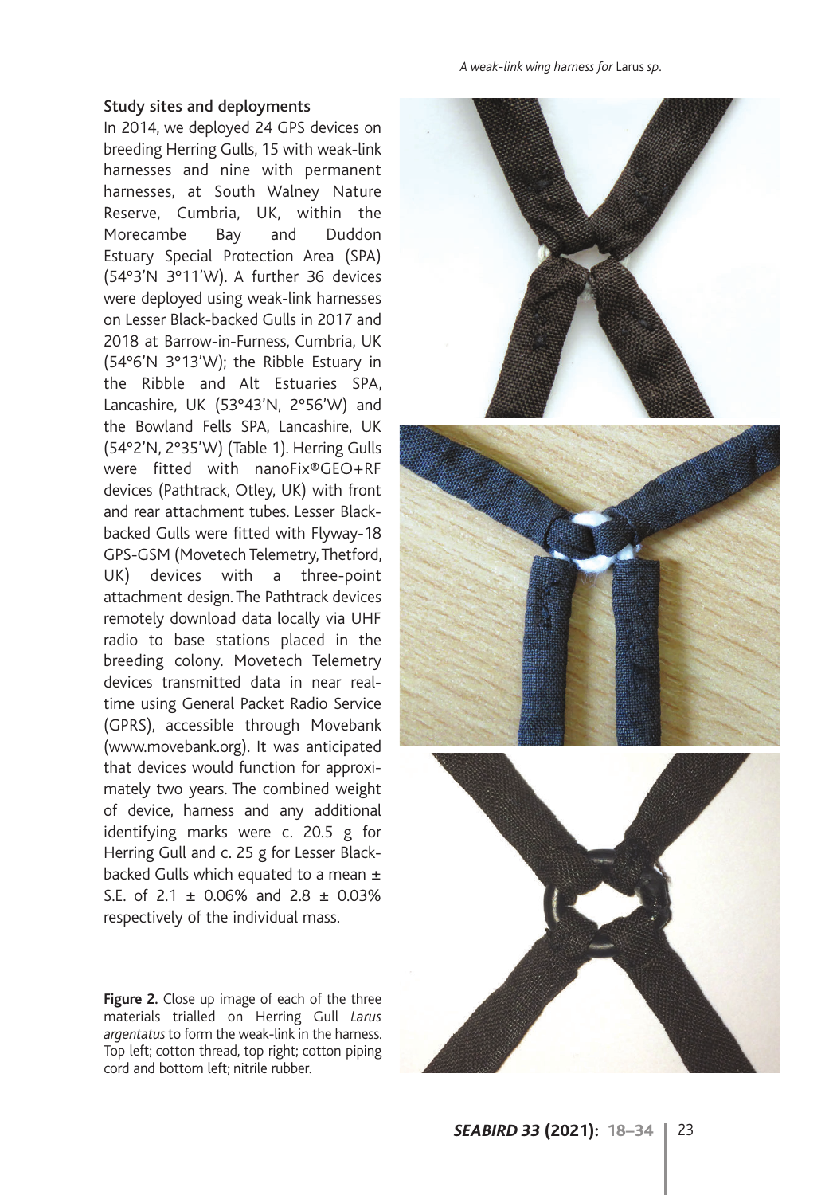### Study sites and deployments

In 2014, we deployed 24 GPS devices on breeding Herring Gulls, 15 with weak-link harnesses and nine with permanent harnesses, at South Walney Nature Reserve, Cumbria, UK, within the Morecambe Bay and Duddon Estuary Special Protection Area (SPA) (54°3'N 3°11'W). A further 36 devices were deployed using weak-link harnesses on Lesser Black-backed Gulls in 2017 and 2018 at Barrow-in-Furness, Cumbria, UK (54°6'N 3°13'W); the Ribble Estuary in the Ribble and Alt Estuaries SPA, Lancashire, UK (53°43'N, 2°56'W) and the Bowland Fells SPA, Lancashire, UK (54°2'N, 2°35'W) (Table 1). Herring Gulls were fitted with nanoFix®GEO+RF devices (Pathtrack, Otley, UK) with front and rear attachment tubes. Lesser Black-backed Gulls were fitted with Flyway-18 GPS-GSM (Movetech Telemetry, Thetford, UK) devices with a three-point attachment design. The Pathtrack devices remotely download data locally via UHF radio to base stations placed in the breeding colony. Movetech Telemetry devices transmitted data in near real-time using General Packet Radio Service (GPRS), accessible through Movebank (www.movebank.org). It was anticipated that devices would function for approximately two years. The combined weight of device, harness and any additional identifying marks were c. 20.5 g for Herring Gull and c. 25 g for Lesser Black-backed Gulls which equated to a mean ± S.E. of 2.1 ± 0.06% and 2.8 ± 0.03% respectively of the individual mass.

**Figure 2.** Close up image of each of the three materials trialled on Herring Gull *Larus argentatus* to form the weak-link in the harness. Top left; cotton thread, top right; cotton piping cord and bottom left; nitrile rubber.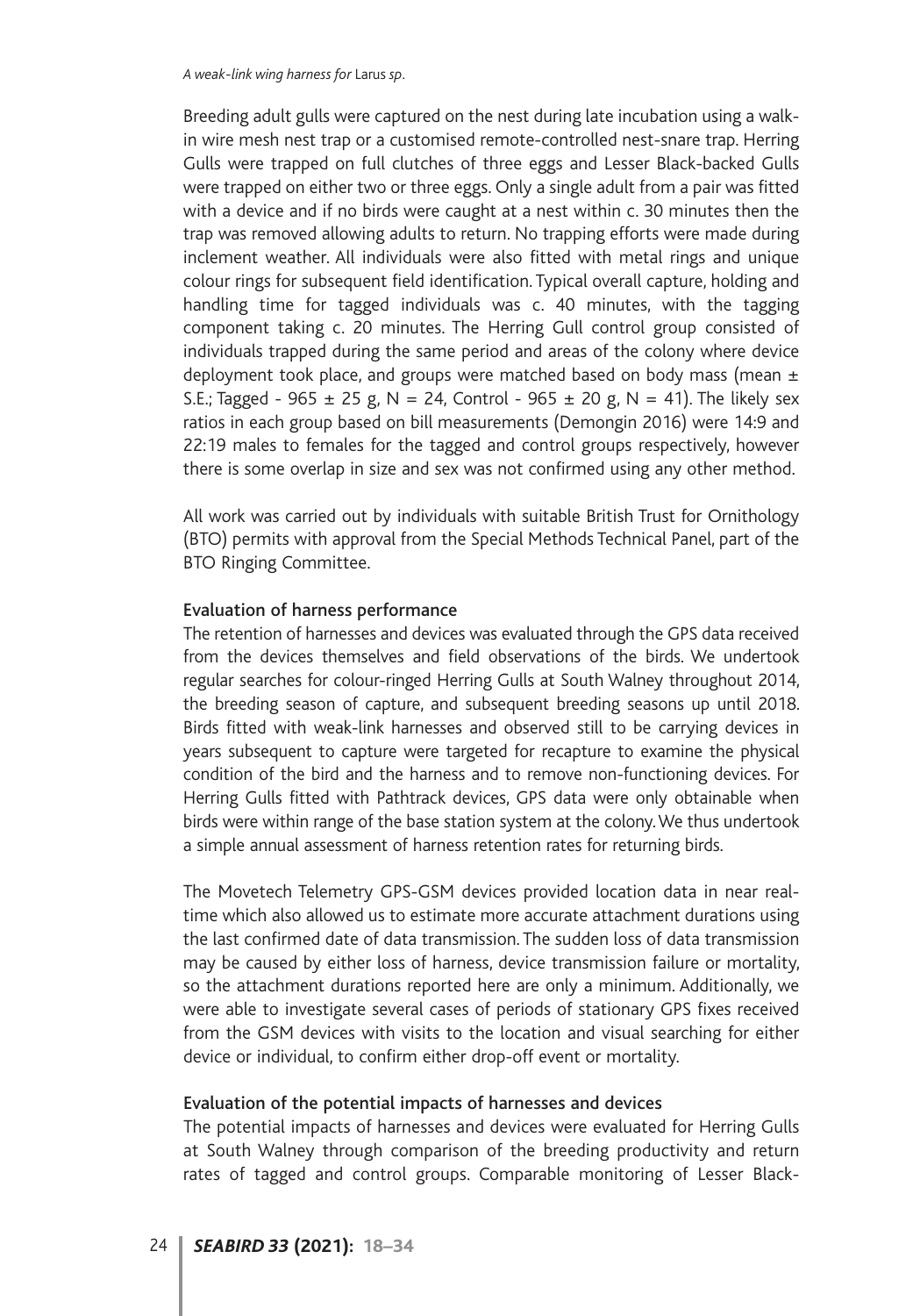Breeding adult gulls were captured on the nest during late incubation using a walk-in wire mesh nest trap or a customised remote-controlled nest-snare trap. Herring Gulls were trapped on full clutches of three eggs and Lesser Black-backed Gulls were trapped on either two or three eggs. Only a single adult from a pair was fitted with a device and if no birds were caught at a nest within c. 30 minutes then the trap was removed allowing adults to return. No trapping efforts were made during inclement weather. All individuals were also fitted with metal rings and unique colour rings for subsequent field identification. Typical overall capture, holding and handling time for tagged individuals was c. 40 minutes, with the tagging component taking c. 20 minutes. The Herring Gull control group consisted of individuals trapped during the same period and areas of the colony where device deployment took place, and groups were matched based on body mass (mean ± S.E.; Tagged - 965 ± 25 g, N = 24, Control - 965 ± 20 g, N = 41). The likely sex ratios in each group based on bill measurements (Demongin 2016) were 14:9 and 22:19 males to females for the tagged and control groups respectively, however there is some overlap in size and sex was not confirmed using any other method.

All work was carried out by individuals with suitable British Trust for Ornithology (BTO) permits with approval from the Special Methods Technical Panel, part of the BTO Ringing Committee.

### Evaluation of harness performance

The retention of harnesses and devices was evaluated through the GPS data received from the devices themselves and field observations of the birds. We undertook regular searches for colour-ringed Herring Gulls at South Walney throughout 2014, the breeding season of capture, and subsequent breeding seasons up until 2018. Birds fitted with weak-link harnesses and observed still to be carrying devices in years subsequent to capture were targeted for recapture to examine the physical condition of the bird and the harness and to remove non-functioning devices. For Herring Gulls fitted with Pathtrack devices, GPS data were only obtainable when birds were within range of the base station system at the colony. We thus undertook a simple annual assessment of harness retention rates for returning birds.

The Movetech Telemetry GPS-GSM devices provided location data in near real-time which also allowed us to estimate more accurate attachment durations using the last confirmed date of data transmission. The sudden loss of data transmission may be caused by either loss of harness, device transmission failure or mortality, so the attachment durations reported here are only a minimum. Additionally, we were able to investigate several cases of periods of stationary GPS fixes received from the GSM devices with visits to the location and visual searching for either device or individual, to confirm either drop-off event or mortality.

### Evaluation of the potential impacts of harnesses and devices

The potential impacts of harnesses and devices were evaluated for Herring Gulls at South Walney through comparison of the breeding productivity and return rates of tagged and control groups. Comparable monitoring of Lesser Black-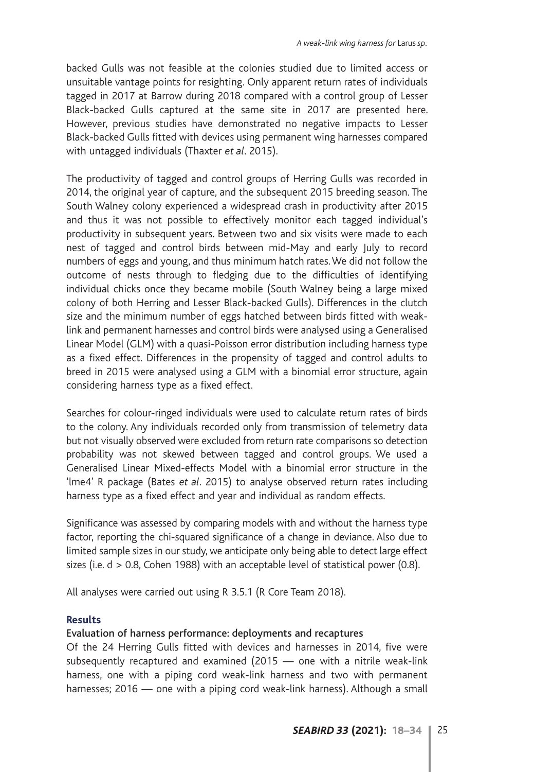backed Gulls was not feasible at the colonies studied due to limited access or unsuitable vantage points for resighting. Only apparent return rates of individuals tagged in 2017 at Barrow during 2018 compared with a control group of Lesser Black-backed Gulls captured at the same site in 2017 are presented here. However, previous studies have demonstrated no negative impacts to Lesser Black-backed Gulls fitted with devices using permanent wing harnesses compared with untagged individuals (Thaxter *et al*. 2015).

The productivity of tagged and control groups of Herring Gulls was recorded in 2014, the original year of capture, and the subsequent 2015 breeding season. The South Walney colony experienced a widespread crash in productivity after 2015 and thus it was not possible to effectively monitor each tagged individual's productivity in subsequent years. Between two and six visits were made to each nest of tagged and control birds between mid-May and early July to record numbers of eggs and young, and thus minimum hatch rates. We did not follow the outcome of nests through to fledging due to the difficulties of identifying individual chicks once they became mobile (South Walney being a large mixed colony of both Herring and Lesser Black-backed Gulls). Differences in the clutch size and the minimum number of eggs hatched between birds fitted with weak-link and permanent harnesses and control birds were analysed using a Generalised Linear Model (GLM) with a quasi-Poisson error distribution including harness type as a fixed effect. Differences in the propensity of tagged and control adults to breed in 2015 were analysed using a GLM with a binomial error structure, again considering harness type as a fixed effect.

Searches for colour-ringed individuals were used to calculate return rates of birds to the colony. Any individuals recorded only from transmission of telemetry data but not visually observed were excluded from return rate comparisons so detection probability was not skewed between tagged and control groups. We used a Generalised Linear Mixed-effects Model with a binomial error structure in the 'lme4' R package (Bates *et al*. 2015) to analyse observed return rates including harness type as a fixed effect and year and individual as random effects.

Significance was assessed by comparing models with and without the harness type factor, reporting the chi-squared significance of a change in deviance. Also due to limited sample sizes in our study, we anticipate only being able to detect large effect sizes (i.e. $d > 0.8$, Cohen 1988) with an acceptable level of statistical power (0.8).

All analyses were carried out using R 3.5.1 (R Core Team 2018).

## Results

### Evaluation of harness performance: deployments and recaptures

Of the 24 Herring Gulls fitted with devices and harnesses in 2014, five were subsequently recaptured and examined (2015 — one with a nitrile weak-link harness, one with a piping cord weak-link harness and two with permanent harnesses; 2016 — one with a piping cord weak-link harness). Although a small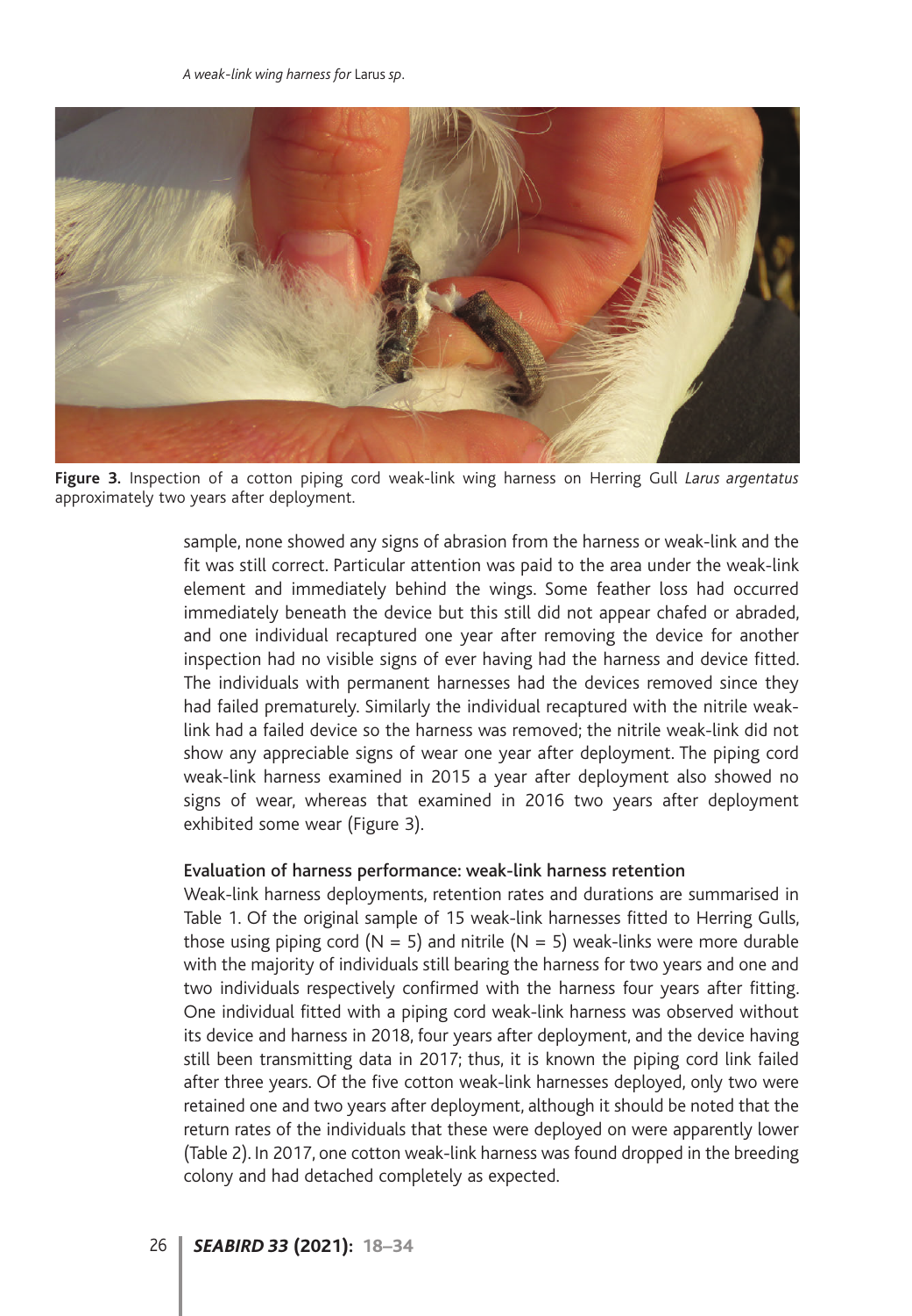Figure 3. Inspection of a cotton piping cord weak-link wing harness on Herring Gull *Larus argentatus* approximately two years after deployment.

sample, none showed any signs of abrasion from the harness or weak-link and the fit was still correct. Particular attention was paid to the area under the weak-link element and immediately behind the wings. Some feather loss had occurred immediately beneath the device but this still did not appear chafed or abraded, and one individual recaptured one year after removing the device for another inspection had no visible signs of ever having had the harness and device fitted. The individuals with permanent harnesses had the devices removed since they had failed prematurely. Similarly the individual recaptured with the nitrile weak-link had a failed device so the harness was removed; the nitrile weak-link did not show any appreciable signs of wear one year after deployment. The piping cord weak-link harness examined in 2015 a year after deployment also showed no signs of wear, whereas that examined in 2016 two years after deployment exhibited some wear (Figure 3).

### Evaluation of harness performance: weak-link harness retention

Weak-link harness deployments, retention rates and durations are summarised in Table 1. Of the original sample of 15 weak-link harnesses fitted to Herring Gulls, those using piping cord (N = 5) and nitrile (N = 5) weak-links were more durable with the majority of individuals still bearing the harness for two years and one and two individuals respectively confirmed with the harness four years after fitting. One individual fitted with a piping cord weak-link harness was observed without its device and harness in 2018, four years after deployment, and the device having still been transmitting data in 2017; thus, it is known the piping cord link failed after three years. Of the five cotton weak-link harnesses deployed, only two were retained one and two years after deployment, although it should be noted that the return rates of the individuals that these were deployed on were apparently lower (Table 2). In 2017, one cotton weak-link harness was found dropped in the breeding colony and had detached completely as expected.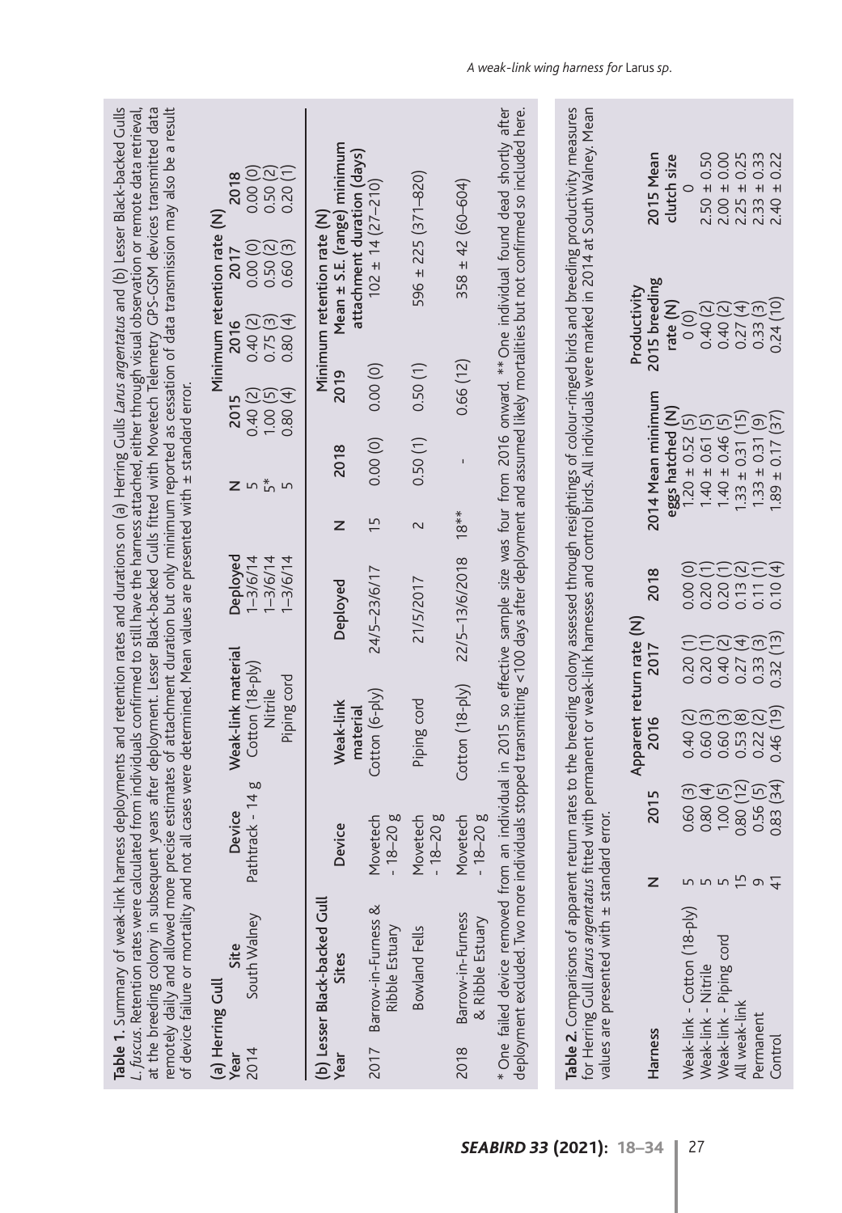**Table 1.** Summary of weak-link harness deployments and retention rates and durations on (a) Herring Gulls *Larus argentatus* and (b) Lesser Black-backed Gulls *L. fuscus*. Retention rates were calculated from individuals confirmed to still have the harness attached, either through visual observation or remote data retrieval, at the breeding colony in subsequent years after deployment. Lesser Black-backed Gulls fitted with Movetech Telemetry GPS-GSM devices transmitted data remotely daily and allowed more precise estimates of attachment duration but only minimum reported as cessation of data transmission may also be a result of device failure or mortality and not all cases were determined. Mean values are presented with ± standard error.

(a) Herring Gull

| Year | Site | Device | Weak-link material | Deployed | N | Minimum retention rate (N) | | | |
|---|---|---|---|---|---|---|---|---|---|
| | | | | | | 2015 | 2016 | 2017 | 2018 |
| 2014 | South Walney | Pathtrack - 14 g | Cotton (18-ply) | 1–3/6/14 | 5 | 0.40 (2) | 0.40 (2) | 0.00 (0) | 0.00 (0) |
| | | | Nitrile | 1–3/6/14 | 5* | 1.00 (5) | 0.75 (3) | 0.50 (2) | 0.50 (2) |
| | | | Piping cord | 1–3/6/14 | 5 | 0.80 (4) | 0.80 (4) | 0.60 (3) | 0.20 (1) |

(b) Lesser Black-backed Gull

| Year | Sites | Device | Weak-link material | Deployed | N | Minimum retention rate (N) | | |
|---|---|---|---|---|---|---|---|---|
| | | | | | | 2018 | 2019 | Mean ± S.E. (range) minimum attachment duration (days) |
| 2017 | Barrow-in-Furness & Ribble Estuary | Movetech - 18–20 g | Cotton (6-ply) | 24/5–23/6/17 | 15 | 0.00 (0) | 0.00 (0) | 102 ± 14 (27–210) |
| | Bowland Fells | Movetech - 18–20 g | Piping cord | 21/5/2017 | 2 | 0.50 (1) | 0.50 (1) | 596 ± 225 (371–820) |
| 2018 | Barrow-in-Furness & Ribble Estuary | Movetech - 18–20 g | Cotton (18-ply) | 22/5–13/6/2018 | 18** | - | 0.66 (12) | 358 ± 42 (60–604) |

\* One failed device removed from an individual in 2015 so effective sample size was four from 2016 onward. ** One individual found dead shortly after deployment excluded. Two more individuals stopped transmitting <100 days after deployment and assumed likely mortalities but not confirmed so included here.

**Table 2.** Comparisons of apparent return rates to the breeding colony assessed through resightings of colour-ringed birds and breeding productivity measures for Herring Gull *Larus argentatus* fitted with permanent or weak-link harnesses and control birds. All individuals were marked in 2014 at South Walney. Mean values are presented with ± standard error.

| Harness | N | Apparent return rate (N) | | | | 2014 Mean minimum eggs hatched (N) | Productivity 2015 breeding rate (N) | 2015 Mean clutch size |
|---|---|---|---|---|---|---|---|---|
| | | 2015 | 2016 | 2017 | 2018 | | | |
| Weak-link - Cotton (18-ply) | 5 | 0.60 (3) | 0.40 (2) | 0.20 (1) | 0.00 (0) | 1.20 ± 0.52 (5) | 0 (0) | 0 |
| Weak-link - Nitrile | 5 | 0.80 (4) | 0.60 (3) | 0.20 (1) | 0.20 (1) | 1.40 ± 0.61 (5) | 0.40 (2) | 2.50 ± 0.50 |
| Weak-link - Piping cord | 5 | 1.00 (5) | 0.60 (3) | 0.40 (2) | 0.20 (1) | 1.40 ± 0.46 (5) | 0.40 (2) | 2.00 ± 0.00 |
| All weak-link | 15 | 0.80 (12) | 0.53 (8) | 0.27 (4) | 0.13 (2) | 1.33 ± 0.31 (15) | 0.27 (4) | 2.25 ± 0.25 |
| Permanent | 9 | 0.56 (5) | 0.22 (2) | 0.33 (3) | 0.11 (1) | 1.33 ± 0.31 (9) | 0.33 (3) | 2.33 ± 0.33 |
| Control | 41 | 0.83 (34) | 0.46 (19) | 0.32 (13) | 0.10 (4) | 1.89 ± 0.17 (37) | 0.24 (10) | 2.40 ± 0.22 |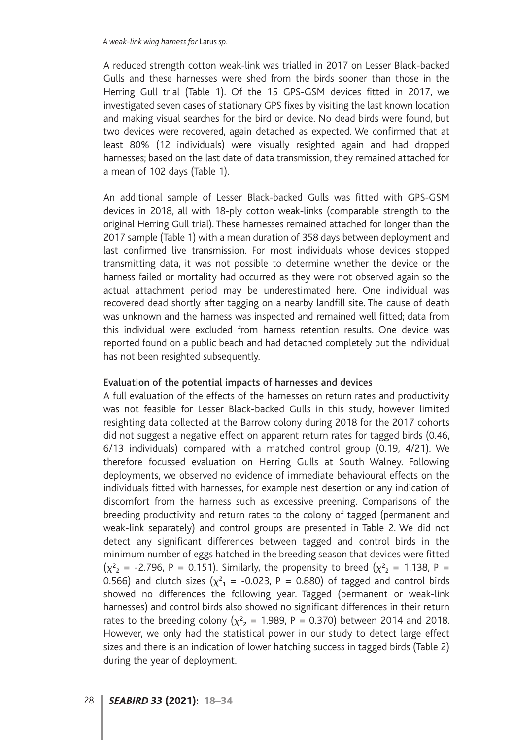A reduced strength cotton weak-link was trialled in 2017 on Lesser Black-backed Gulls and these harnesses were shed from the birds sooner than those in the Herring Gull trial (Table 1). Of the 15 GPS-GSM devices fitted in 2017, we investigated seven cases of stationary GPS fixes by visiting the last known location and making visual searches for the bird or device. No dead birds were found, but two devices were recovered, again detached as expected. We confirmed that at least 80% (12 individuals) were visually resighted again and had dropped harnesses; based on the last date of data transmission, they remained attached for a mean of 102 days (Table 1).

An additional sample of Lesser Black-backed Gulls was fitted with GPS-GSM devices in 2018, all with 18-ply cotton weak-links (comparable strength to the original Herring Gull trial). These harnesses remained attached for longer than the 2017 sample (Table 1) with a mean duration of 358 days between deployment and last confirmed live transmission. For most individuals whose devices stopped transmitting data, it was not possible to determine whether the device or the harness failed or mortality had occurred as they were not observed again so the actual attachment period may be underestimated here. One individual was recovered dead shortly after tagging on a nearby landfill site. The cause of death was unknown and the harness was inspected and remained well fitted; data from this individual were excluded from harness retention results. One device was reported found on a public beach and had detached completely but the individual has not been resighted subsequently.

### Evaluation of the potential impacts of harnesses and devices

A full evaluation of the effects of the harnesses on return rates and productivity was not feasible for Lesser Black-backed Gulls in this study, however limited resighting data collected at the Barrow colony during 2018 for the 2017 cohorts did not suggest a negative effect on apparent return rates for tagged birds (0.46, 6/13 individuals) compared with a matched control group (0.19, 4/21). We therefore focussed evaluation on Herring Gulls at South Walney. Following deployments, we observed no evidence of immediate behavioural effects on the individuals fitted with harnesses, for example nest desertion or any indication of discomfort from the harness such as excessive preening. Comparisons of the breeding productivity and return rates to the colony of tagged (permanent and weak-link separately) and control groups are presented in Table 2. We did not detect any significant differences between tagged and control birds in the minimum number of eggs hatched in the breeding season that devices were fitted ($\chi^2_2$ = -2.796, P = 0.151). Similarly, the propensity to breed ($\chi^2_2$ = 1.138, P = 0.566) and clutch sizes ($\chi^2_1$ = -0.023, P = 0.880) of tagged and control birds showed no differences the following year. Tagged (permanent or weak-link harnesses) and control birds also showed no significant differences in their return rates to the breeding colony ($\chi^2_2$ = 1.989, P = 0.370) between 2014 and 2018. However, we only had the statistical power in our study to detect large effect sizes and there is an indication of lower hatching success in tagged birds (Table 2) during the year of deployment.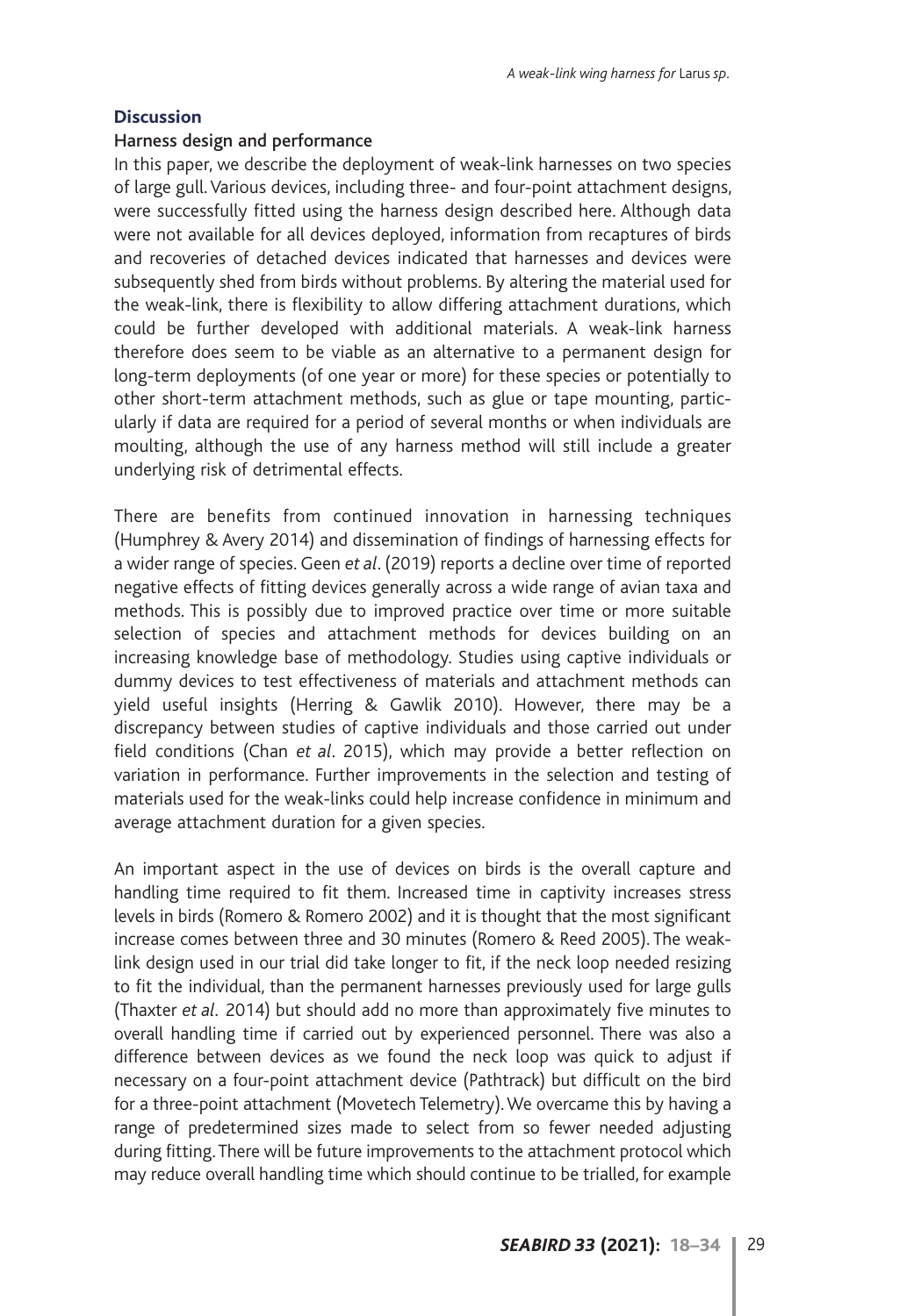## Discussion

### Harness design and performance

In this paper, we describe the deployment of weak-link harnesses on two species of large gull. Various devices, including three- and four-point attachment designs, were successfully fitted using the harness design described here. Although data were not available for all devices deployed, information from recaptures of birds and recoveries of detached devices indicated that harnesses and devices were subsequently shed from birds without problems. By altering the material used for the weak-link, there is flexibility to allow differing attachment durations, which could be further developed with additional materials. A weak-link harness therefore does seem to be viable as an alternative to a permanent design for long-term deployments (of one year or more) for these species or potentially to other short-term attachment methods, such as glue or tape mounting, particularly if data are required for a period of several months or when individuals are moulting, although the use of any harness method will still include a greater underlying risk of detrimental effects.

There are benefits from continued innovation in harnessing techniques (Humphrey & Avery 2014) and dissemination of findings of harnessing effects for a wider range of species. Geen *et al*. (2019) reports a decline over time of reported negative effects of fitting devices generally across a wide range of avian taxa and methods. This is possibly due to improved practice over time or more suitable selection of species and attachment methods for devices building on an increasing knowledge base of methodology. Studies using captive individuals or dummy devices to test effectiveness of materials and attachment methods can yield useful insights (Herring & Gawlik 2010). However, there may be a discrepancy between studies of captive individuals and those carried out under field conditions (Chan *et al*. 2015), which may provide a better reflection on variation in performance. Further improvements in the selection and testing of materials used for the weak-links could help increase confidence in minimum and average attachment duration for a given species.

An important aspect in the use of devices on birds is the overall capture and handling time required to fit them. Increased time in captivity increases stress levels in birds (Romero & Romero 2002) and it is thought that the most significant increase comes between three and 30 minutes (Romero & Reed 2005). The weak-link design used in our trial did take longer to fit, if the neck loop needed resizing to fit the individual, than the permanent harnesses previously used for large gulls (Thaxter *et al*. 2014) but should add no more than approximately five minutes to overall handling time if carried out by experienced personnel. There was also a difference between devices as we found the neck loop was quick to adjust if necessary on a four-point attachment device (Pathtrack) but difficult on the bird for a three-point attachment (Movetech Telemetry). We overcame this by having a range of predetermined sizes made to select from so fewer needed adjusting during fitting. There will be future improvements to the attachment protocol which may reduce overall handling time which should continue to be trialled, for example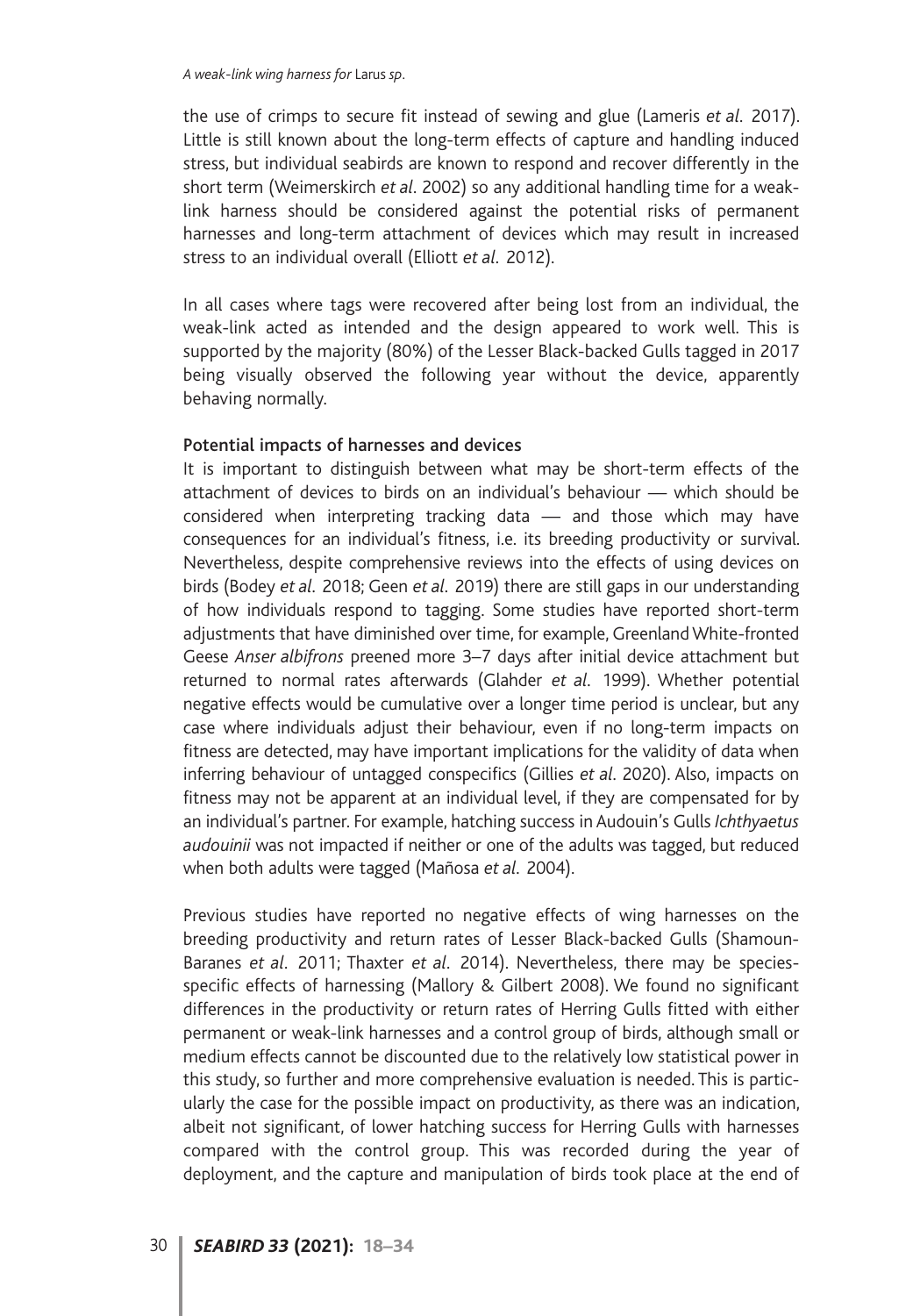the use of crimps to secure fit instead of sewing and glue (Lameris *et al*. 2017). Little is still known about the long-term effects of capture and handling induced stress, but individual seabirds are known to respond and recover differently in the short term (Weimerskirch *et al*. 2002) so any additional handling time for a weak-link harness should be considered against the potential risks of permanent harnesses and long-term attachment of devices which may result in increased stress to an individual overall (Elliott *et al*. 2012).

In all cases where tags were recovered after being lost from an individual, the weak-link acted as intended and the design appeared to work well. This is supported by the majority (80%) of the Lesser Black-backed Gulls tagged in 2017 being visually observed the following year without the device, apparently behaving normally.

**Potential impacts of harnesses and devices**

It is important to distinguish between what may be short-term effects of the attachment of devices to birds on an individual's behaviour — which should be considered when interpreting tracking data — and those which may have consequences for an individual's fitness, i.e. its breeding productivity or survival. Nevertheless, despite comprehensive reviews into the effects of using devices on birds (Bodey *et al*. 2018; Geen *et al*. 2019) there are still gaps in our understanding of how individuals respond to tagging. Some studies have reported short-term adjustments that have diminished over time, for example, Greenland White-fronted Geese *Anser albifrons* preened more 3–7 days after initial device attachment but returned to normal rates afterwards (Glahder *et al*. 1999). Whether potential negative effects would be cumulative over a longer time period is unclear, but any case where individuals adjust their behaviour, even if no long-term impacts on fitness are detected, may have important implications for the validity of data when inferring behaviour of untagged conspecifics (Gillies *et al*. 2020). Also, impacts on fitness may not be apparent at an individual level, if they are compensated for by an individual's partner. For example, hatching success in Audouin's Gulls *Ichthyaetus audouinii* was not impacted if neither or one of the adults was tagged, but reduced when both adults were tagged (Mañosa *et al*. 2004).

Previous studies have reported no negative effects of wing harnesses on the breeding productivity and return rates of Lesser Black-backed Gulls (Shamoun-Baranes *et al*. 2011; Thaxter *et al*. 2014). Nevertheless, there may be species-specific effects of harnessing (Mallory & Gilbert 2008). We found no significant differences in the productivity or return rates of Herring Gulls fitted with either permanent or weak-link harnesses and a control group of birds, although small or medium effects cannot be discounted due to the relatively low statistical power in this study, so further and more comprehensive evaluation is needed. This is particularly the case for the possible impact on productivity, as there was an indication, albeit not significant, of lower hatching success for Herring Gulls with harnesses compared with the control group. This was recorded during the year of deployment, and the capture and manipulation of birds took place at the end of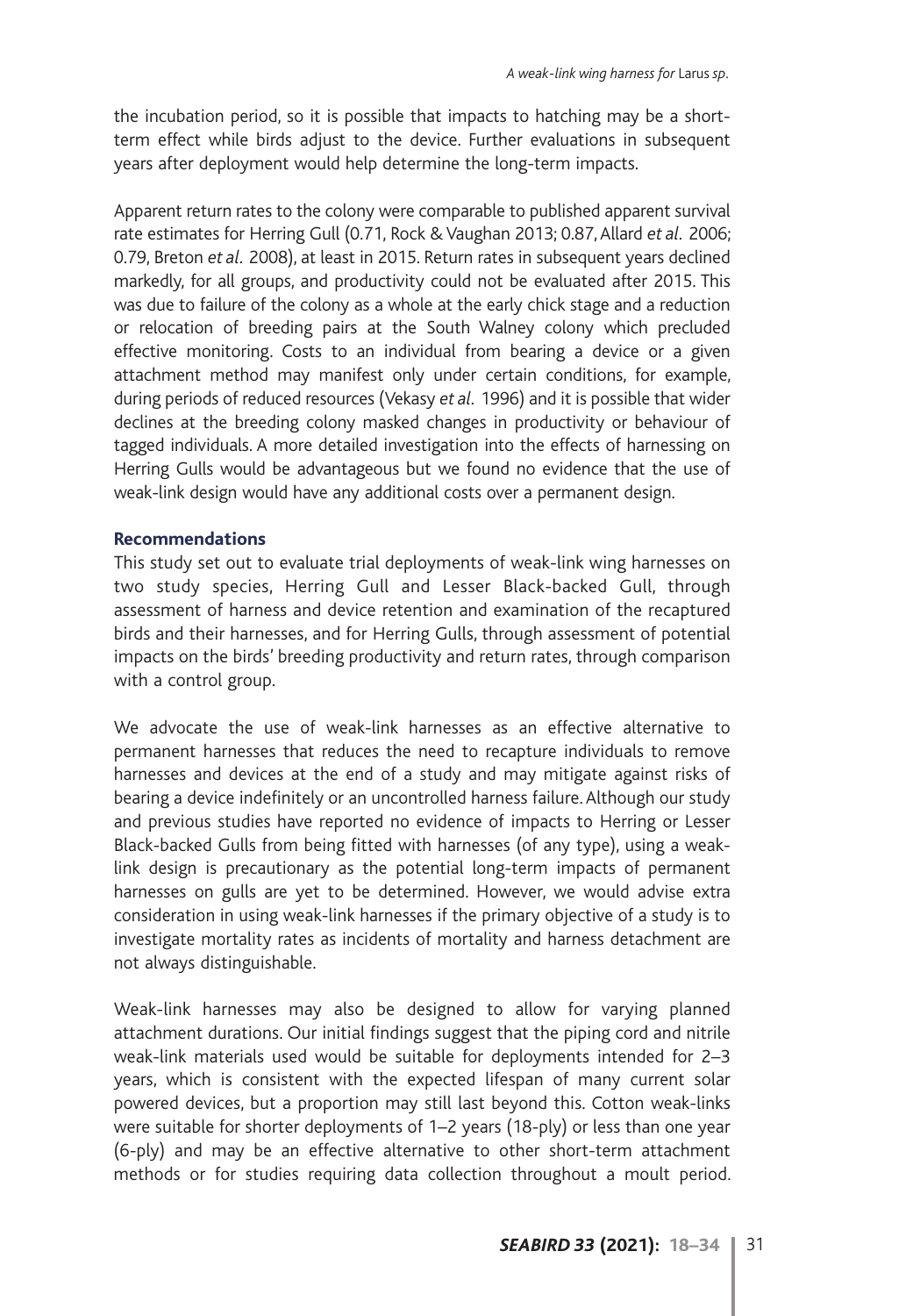the incubation period, so it is possible that impacts to hatching may be a short-term effect while birds adjust to the device. Further evaluations in subsequent years after deployment would help determine the long-term impacts.

Apparent return rates to the colony were comparable to published apparent survival rate estimates for Herring Gull (0.71, Rock & Vaughan 2013; 0.87, Allard *et al*. 2006; 0.79, Breton *et al*. 2008), at least in 2015. Return rates in subsequent years declined markedly, for all groups, and productivity could not be evaluated after 2015. This was due to failure of the colony as a whole at the early chick stage and a reduction or relocation of breeding pairs at the South Walney colony which precluded effective monitoring. Costs to an individual from bearing a device or a given attachment method may manifest only under certain conditions, for example, during periods of reduced resources (Vekasy *et al*. 1996) and it is possible that wider declines at the breeding colony masked changes in productivity or behaviour of tagged individuals. A more detailed investigation into the effects of harnessing on Herring Gulls would be advantageous but we found no evidence that the use of weak-link design would have any additional costs over a permanent design.

## Recommendations

This study set out to evaluate trial deployments of weak-link wing harnesses on two study species, Herring Gull and Lesser Black-backed Gull, through assessment of harness and device retention and examination of the recaptured birds and their harnesses, and for Herring Gulls, through assessment of potential impacts on the birds' breeding productivity and return rates, through comparison with a control group.

We advocate the use of weak-link harnesses as an effective alternative to permanent harnesses that reduces the need to recapture individuals to remove harnesses and devices at the end of a study and may mitigate against risks of bearing a device indefinitely or an uncontrolled harness failure. Although our study and previous studies have reported no evidence of impacts to Herring or Lesser Black-backed Gulls from being fitted with harnesses (of any type), using a weak-link design is precautionary as the potential long-term impacts of permanent harnesses on gulls are yet to be determined. However, we would advise extra consideration in using weak-link harnesses if the primary objective of a study is to investigate mortality rates as incidents of mortality and harness detachment are not always distinguishable.

Weak-link harnesses may also be designed to allow for varying planned attachment durations. Our initial findings suggest that the piping cord and nitrile weak-link materials used would be suitable for deployments intended for 2–3 years, which is consistent with the expected lifespan of many current solar powered devices, but a proportion may still last beyond this. Cotton weak-links were suitable for shorter deployments of 1–2 years (18-ply) or less than one year (6-ply) and may be an effective alternative to other short-term attachment methods or for studies requiring data collection throughout a moult period.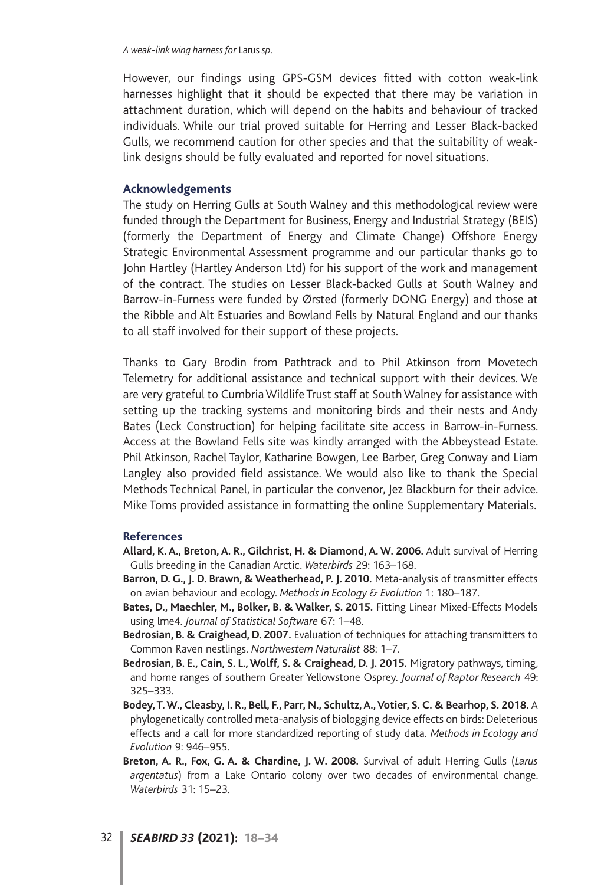However, our findings using GPS-GSM devices fitted with cotton weak-link harnesses highlight that it should be expected that there may be variation in attachment duration, which will depend on the habits and behaviour of tracked individuals. While our trial proved suitable for Herring and Lesser Black-backed Gulls, we recommend caution for other species and that the suitability of weak-link designs should be fully evaluated and reported for novel situations.

## Acknowledgements

The study on Herring Gulls at South Walney and this methodological review were funded through the Department for Business, Energy and Industrial Strategy (BEIS) (formerly the Department of Energy and Climate Change) Offshore Energy Strategic Environmental Assessment programme and our particular thanks go to John Hartley (Hartley Anderson Ltd) for his support of the work and management of the contract. The studies on Lesser Black-backed Gulls at South Walney and Barrow-in-Furness were funded by Ørsted (formerly DONG Energy) and those at the Ribble and Alt Estuaries and Bowland Fells by Natural England and our thanks to all staff involved for their support of these projects.

Thanks to Gary Brodin from Pathtrack and to Phil Atkinson from Movetech Telemetry for additional assistance and technical support with their devices. We are very grateful to Cumbria Wildlife Trust staff at South Walney for assistance with setting up the tracking systems and monitoring birds and their nests and Andy Bates (Leck Construction) for helping facilitate site access in Barrow-in-Furness. Access at the Bowland Fells site was kindly arranged with the Abbeystead Estate. Phil Atkinson, Rachel Taylor, Katharine Bowgen, Lee Barber, Greg Conway and Liam Langley also provided field assistance. We would also like to thank the Special Methods Technical Panel, in particular the convenor, Jez Blackburn for their advice. Mike Toms provided assistance in formatting the online Supplementary Materials.

## References

**Allard, K. A., Breton, A. R., Gilchrist, H. & Diamond, A. W. 2006.** Adult survival of Herring Gulls breeding in the Canadian Arctic. *Waterbirds* 29: 163–168.

**Barron, D. G., J. D. Brawn, & Weatherhead, P. J. 2010.** Meta-analysis of transmitter effects on avian behaviour and ecology. *Methods in Ecology & Evolution* 1: 180–187.

**Bates, D., Maechler, M., Bolker, B. & Walker, S. 2015.** Fitting Linear Mixed-Effects Models using lme4. *Journal of Statistical Software* 67: 1–48.

**Bedrosian, B. & Craighead, D. 2007.** Evaluation of techniques for attaching transmitters to Common Raven nestlings. *Northwestern Naturalist* 88: 1–7.

**Bedrosian, B. E., Cain, S. L., Wolff, S. & Craighead, D. J. 2015.** Migratory pathways, timing, and home ranges of southern Greater Yellowstone Osprey. *Journal of Raptor Research* 49: 325–333.

**Bodey, T. W., Cleasby, I. R., Bell, F., Parr, N., Schultz, A., Votier, S. C. & Bearhop, S. 2018.** A phylogenetically controlled meta-analysis of biologging device effects on birds: Deleterious effects and a call for more standardized reporting of study data. *Methods in Ecology and Evolution* 9: 946–955.

**Breton, A. R., Fox, G. A. & Chardine, J. W. 2008.** Survival of adult Herring Gulls (*Larus argentatus*) from a Lake Ontario colony over two decades of environmental change. *Waterbirds* 31: 15–23.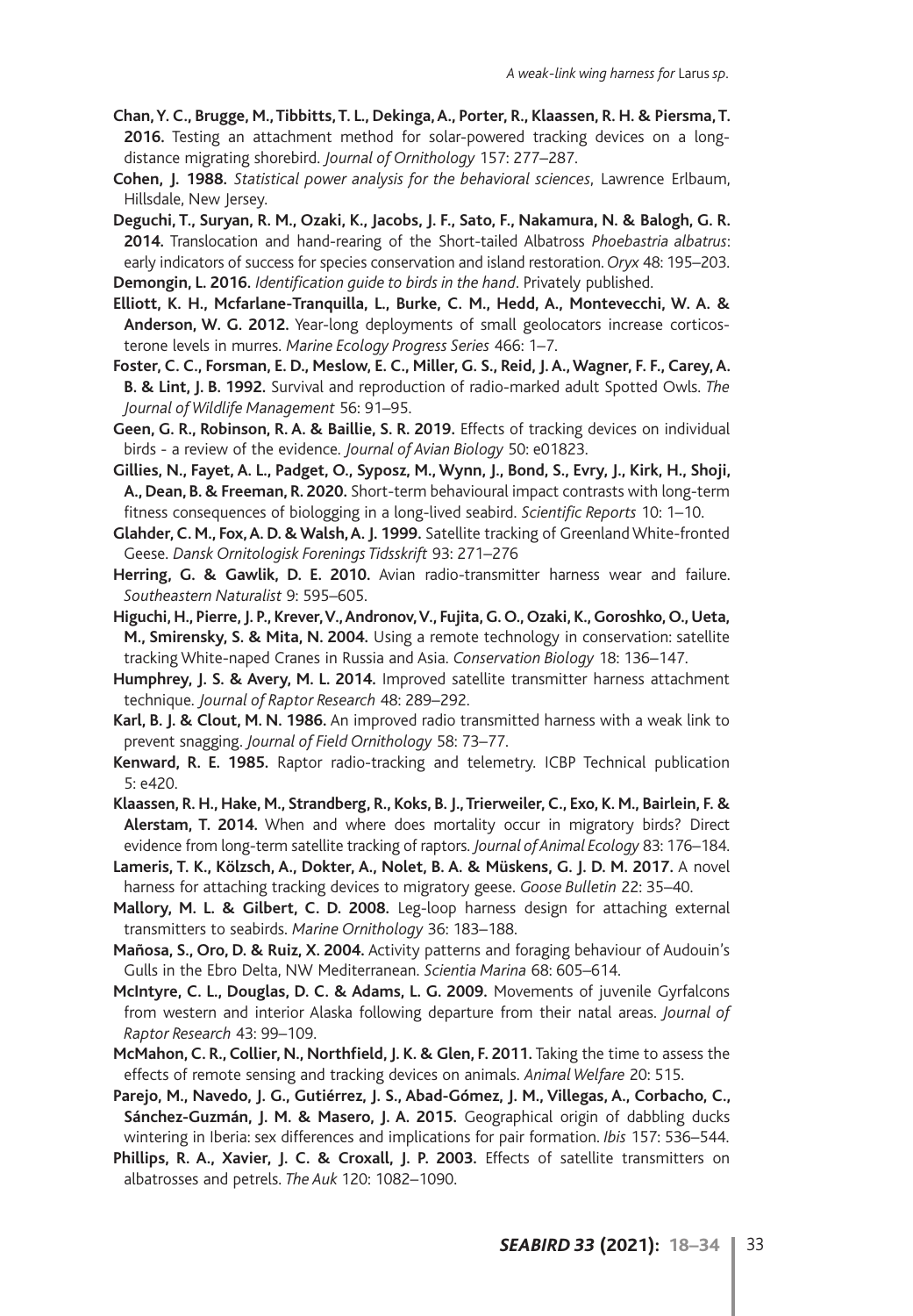**Chan, Y. C., Brugge, M., Tibbitts, T. L., Dekinga, A., Porter, R., Klaassen, R. H. & Piersma, T. 2016.** Testing an attachment method for solar-powered tracking devices on a long-distance migrating shorebird. *Journal of Ornithology* 157: 277–287.

**Cohen, J. 1988.** *Statistical power analysis for the behavioral sciences*, Lawrence Erlbaum, Hillsdale, New Jersey.

**Deguchi, T., Suryan, R. M., Ozaki, K., Jacobs, J. F., Sato, F., Nakamura, N. & Balogh, G. R. 2014.** Translocation and hand-rearing of the Short-tailed Albatross *Phoebastria albatrus*: early indicators of success for species conservation and island restoration. *Oryx* 48: 195–203.

**Demongin, L. 2016.** *Identification guide to birds in the hand*. Privately published.

**Elliott, K. H., Mcfarlane-Tranquilla, L., Burke, C. M., Hedd, A., Montevecchi, W. A. & Anderson, W. G. 2012.** Year-long deployments of small geolocators increase corticosterone levels in murres. *Marine Ecology Progress Series* 466: 1–7.

**Foster, C. C., Forsman, E. D., Meslow, E. C., Miller, G. S., Reid, J. A., Wagner, F. F., Carey, A. B. & Lint, J. B. 1992.** Survival and reproduction of radio-marked adult Spotted Owls. *The Journal of Wildlife Management* 56: 91–95.

**Geen, G. R., Robinson, R. A. & Baillie, S. R. 2019.** Effects of tracking devices on individual birds - a review of the evidence. *Journal of Avian Biology* 50: e01823.

**Gillies, N., Fayet, A. L., Padget, O., Syposz, M., Wynn, J., Bond, S., Evry, J., Kirk, H., Shoji, A., Dean, B. & Freeman, R. 2020.** Short-term behavioural impact contrasts with long-term fitness consequences of biologging in a long-lived seabird. *Scientific Reports* 10: 1–10.

**Glahder, C. M., Fox, A. D. & Walsh, A. J. 1999.** Satellite tracking of Greenland White-fronted Geese. *Dansk Ornitologisk Forenings Tidsskrift* 93: 271–276

**Herring, G. & Gawlik, D. E. 2010.** Avian radio-transmitter harness wear and failure. *Southeastern Naturalist* 9: 595–605.

**Higuchi, H., Pierre, J. P., Krever, V., Andronov, V., Fujita, G. O., Ozaki, K., Goroshko, O., Ueta, M., Smirensky, S. & Mita, N. 2004.** Using a remote technology in conservation: satellite tracking White-naped Cranes in Russia and Asia. *Conservation Biology* 18: 136–147.

**Humphrey, J. S. & Avery, M. L. 2014.** Improved satellite transmitter harness attachment technique. *Journal of Raptor Research* 48: 289–292.

**Karl, B. J. & Clout, M. N. 1986.** An improved radio transmitted harness with a weak link to prevent snagging. *Journal of Field Ornithology* 58: 73–77.

**Kenward, R. E. 1985.** Raptor radio-tracking and telemetry. ICBP Technical publication 5: e420.

**Klaassen, R. H., Hake, M., Strandberg, R., Koks, B. J., Trierweiler, C., Exo, K. M., Bairlein, F. & Alerstam, T. 2014.** When and where does mortality occur in migratory birds? Direct evidence from long-term satellite tracking of raptors. *Journal of Animal Ecology* 83: 176–184.

**Lameris, T. K., Kölzsch, A., Dokter, A., Nolet, B. A. & Müskens, G. J. D. M. 2017.** A novel harness for attaching tracking devices to migratory geese. *Goose Bulletin* 22: 35–40.

**Mallory, M. L. & Gilbert, C. D. 2008.** Leg-loop harness design for attaching external transmitters to seabirds. *Marine Ornithology* 36: 183–188.

**Mañosa, S., Oro, D. & Ruiz, X. 2004.** Activity patterns and foraging behaviour of Audouin's Gulls in the Ebro Delta, NW Mediterranean. *Scientia Marina* 68: 605–614.

**McIntyre, C. L., Douglas, D. C. & Adams, L. G. 2009.** Movements of juvenile Gyrfalcons from western and interior Alaska following departure from their natal areas. *Journal of Raptor Research* 43: 99–109.

**McMahon, C. R., Collier, N., Northfield, J. K. & Glen, F. 2011.** Taking the time to assess the effects of remote sensing and tracking devices on animals. *Animal Welfare* 20: 515.

**Parejo, M., Navedo, J. G., Gutiérrez, J. S., Abad-Gómez, J. M., Villegas, A., Corbacho, C., Sánchez-Guzmán, J. M. & Masero, J. A. 2015.** Geographical origin of dabbling ducks wintering in Iberia: sex differences and implications for pair formation. *Ibis* 157: 536–544.

**Phillips, R. A., Xavier, J. C. & Croxall, J. P. 2003.** Effects of satellite transmitters on albatrosses and petrels. *The Auk* 120: 1082–1090.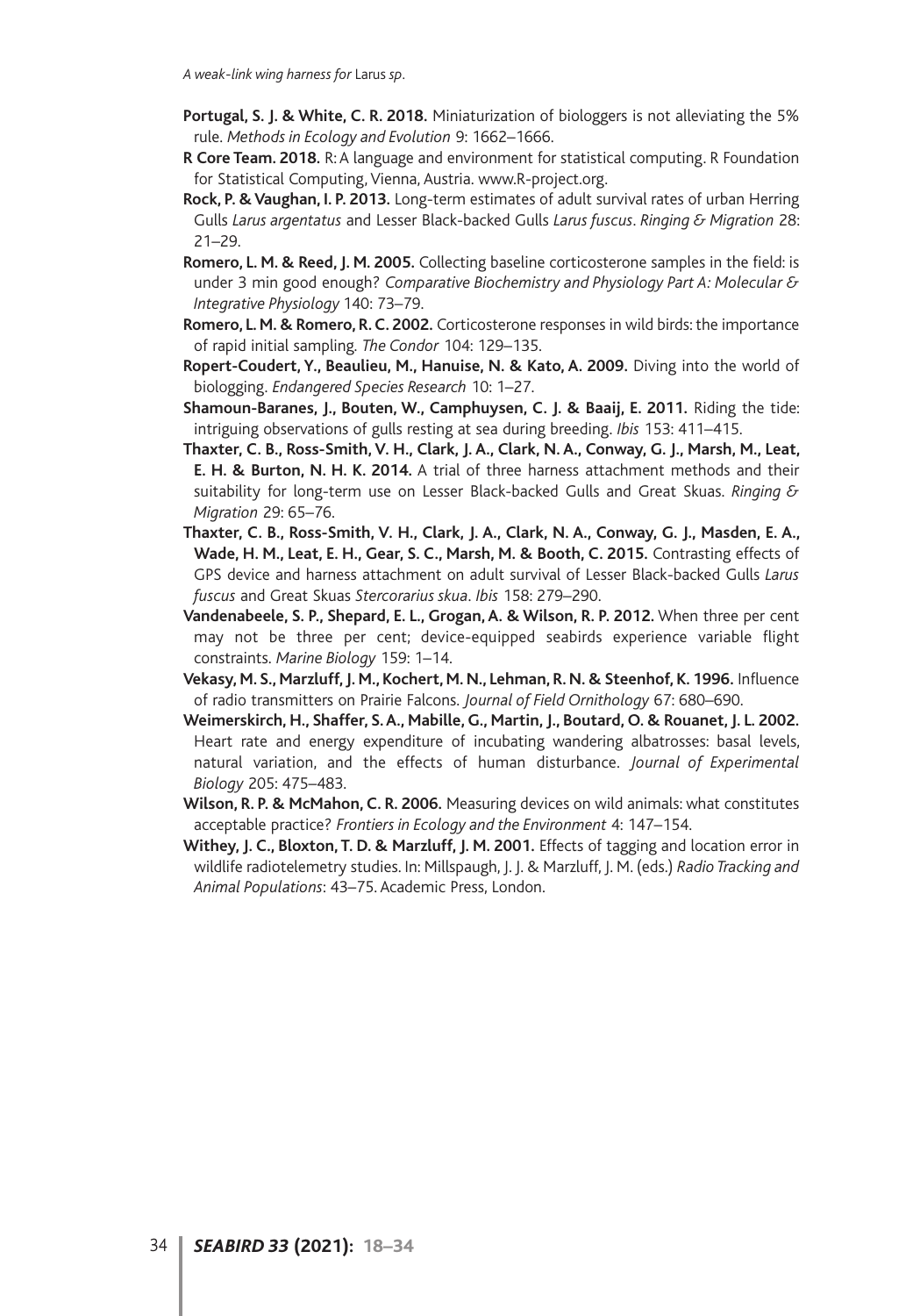**Portugal, S. J. & White, C. R. 2018.** Miniaturization of biologgers is not alleviating the 5% rule. *Methods in Ecology and Evolution* 9: 1662–1666.

**R Core Team. 2018.** R: A language and environment for statistical computing. R Foundation for Statistical Computing, Vienna, Austria. www.R-project.org.

**Rock, P. & Vaughan, I. P. 2013.** Long-term estimates of adult survival rates of urban Herring Gulls *Larus argentatus* and Lesser Black-backed Gulls *Larus fuscus*. *Ringing & Migration* 28: 21–29.

**Romero, L. M. & Reed, J. M. 2005.** Collecting baseline corticosterone samples in the field: is under 3 min good enough? *Comparative Biochemistry and Physiology Part A: Molecular & Integrative Physiology* 140: 73–79.

**Romero, L. M. & Romero, R. C. 2002.** Corticosterone responses in wild birds: the importance of rapid initial sampling. *The Condor* 104: 129–135.

**Ropert-Coudert, Y., Beaulieu, M., Hanuise, N. & Kato, A. 2009.** Diving into the world of biologging. *Endangered Species Research* 10: 1–27.

**Shamoun-Baranes, J., Bouten, W., Camphuysen, C. J. & Baaij, E. 2011.** Riding the tide: intriguing observations of gulls resting at sea during breeding. *Ibis* 153: 411–415.

**Thaxter, C. B., Ross-Smith, V. H., Clark, J. A., Clark, N. A., Conway, G. J., Marsh, M., Leat, E. H. & Burton, N. H. K. 2014.** A trial of three harness attachment methods and their suitability for long-term use on Lesser Black-backed Gulls and Great Skuas. *Ringing & Migration* 29: 65–76.

**Thaxter, C. B., Ross-Smith, V. H., Clark, J. A., Clark, N. A., Conway, G. J., Masden, E. A., Wade, H. M., Leat, E. H., Gear, S. C., Marsh, M. & Booth, C. 2015.** Contrasting effects of GPS device and harness attachment on adult survival of Lesser Black-backed Gulls *Larus fuscus* and Great Skuas *Stercorarius skua*. *Ibis* 158: 279–290.

**Vandenabeele, S. P., Shepard, E. L., Grogan, A. & Wilson, R. P. 2012.** When three per cent may not be three per cent; device-equipped seabirds experience variable flight constraints. *Marine Biology* 159: 1–14.

**Vekasy, M. S., Marzluff, J. M., Kochert, M. N., Lehman, R. N. & Steenhof, K. 1996.** Influence of radio transmitters on Prairie Falcons. *Journal of Field Ornithology* 67: 680–690.

**Weimerskirch, H., Shaffer, S. A., Mabille, G., Martin, J., Boutard, O. & Rouanet, J. L. 2002.** Heart rate and energy expenditure of incubating wandering albatrosses: basal levels, natural variation, and the effects of human disturbance. *Journal of Experimental Biology* 205: 475–483.

**Wilson, R. P. & McMahon, C. R. 2006.** Measuring devices on wild animals: what constitutes acceptable practice? *Frontiers in Ecology and the Environment* 4: 147–154.

**Withey, J. C., Bloxton, T. D. & Marzluff, J. M. 2001.** Effects of tagging and location error in wildlife radiotelemetry studies. In: Millspaugh, J. J. & Marzluff, J. M. (eds.) *Radio Tracking and Animal Populations*: 43–75. Academic Press, London.